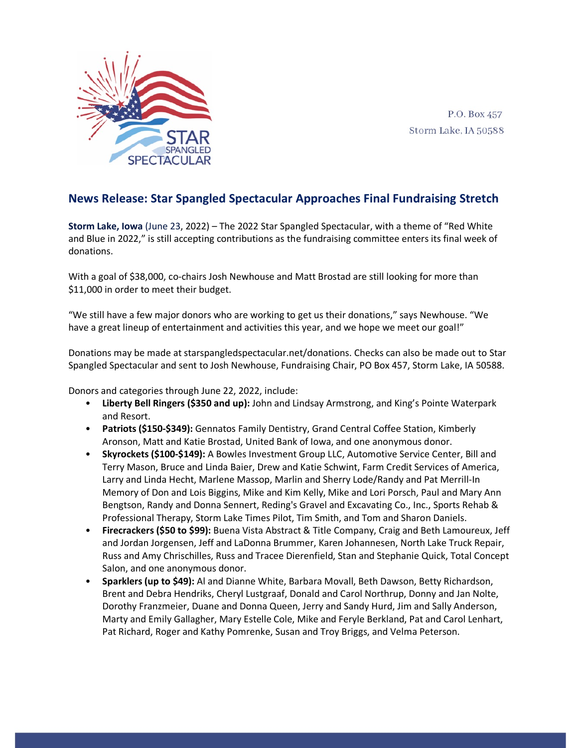P.O. Box 457
Storm Lake, IA 50588

## News Release: Star Spangled Spectacular Approaches Final Fundraising Stretch

**Storm Lake, Iowa** (June 23, 2022) – The 2022 Star Spangled Spectacular, with a theme of "Red White and Blue in 2022," is still accepting contributions as the fundraising committee enters its final week of donations.

With a goal of $38,000, co-chairs Josh Newhouse and Matt Brostad are still looking for more than $11,000 in order to meet their budget.

"We still have a few major donors who are working to get us their donations," says Newhouse. "We have a great lineup of entertainment and activities this year, and we hope we meet our goal!"

Donations may be made at starspangledspectacular.net/donations. Checks can also be made out to Star Spangled Spectacular and sent to Josh Newhouse, Fundraising Chair, PO Box 457, Storm Lake, IA 50588.

Donors and categories through June 22, 2022, include:

- **Liberty Bell Ringers ($350 and up):** John and Lindsay Armstrong, and King's Pointe Waterpark and Resort.
- **Patriots ($150-$349):** Gennatos Family Dentistry, Grand Central Coffee Station, Kimberly Aronson, Matt and Katie Brostad, United Bank of Iowa, and one anonymous donor.
- **Skyrockets ($100-$149):** A Bowles Investment Group LLC, Automotive Service Center, Bill and Terry Mason, Bruce and Linda Baier, Drew and Katie Schwint, Farm Credit Services of America, Larry and Linda Hecht, Marlene Massop, Marlin and Sherry Lode/Randy and Pat Merrill-In Memory of Don and Lois Biggins, Mike and Kim Kelly, Mike and Lori Porsch, Paul and Mary Ann Bengtson, Randy and Donna Sennert, Reding's Gravel and Excavating Co., Inc., Sports Rehab & Professional Therapy, Storm Lake Times Pilot, Tim Smith, and Tom and Sharon Daniels.
- **Firecrackers ($50 to $99):** Buena Vista Abstract & Title Company, Craig and Beth Lamoureux, Jeff and Jordan Jorgensen, Jeff and LaDonna Brummer, Karen Johannesen, North Lake Truck Repair, Russ and Amy Chrischilles, Russ and Tracee Dierenfield, Stan and Stephanie Quick, Total Concept Salon, and one anonymous donor.
- **Sparklers (up to $49):** Al and Dianne White, Barbara Movall, Beth Dawson, Betty Richardson, Brent and Debra Hendriks, Cheryl Lustgraaf, Donald and Carol Northrup, Donny and Jan Nolte, Dorothy Franzmeier, Duane and Donna Queen, Jerry and Sandy Hurd, Jim and Sally Anderson, Marty and Emily Gallagher, Mary Estelle Cole, Mike and Feryle Berkland, Pat and Carol Lenhart, Pat Richard, Roger and Kathy Pomrenke, Susan and Troy Briggs, and Velma Peterson.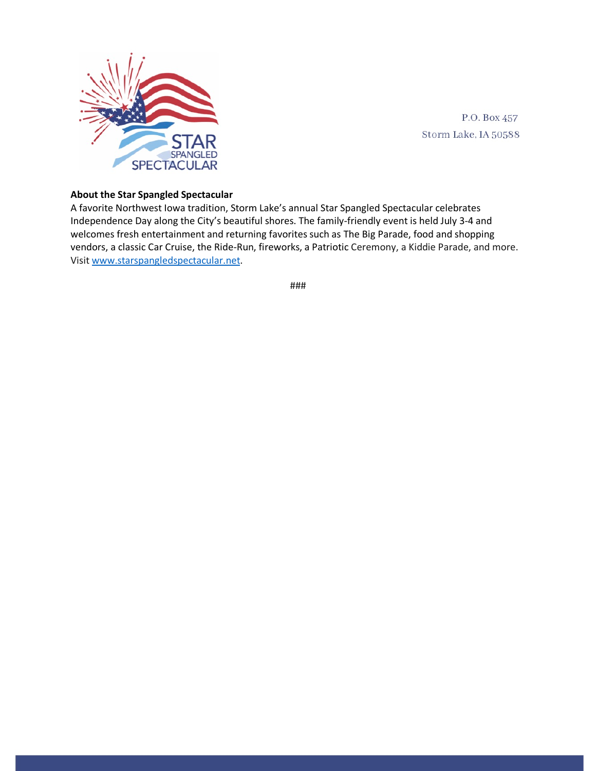P.O. Box 457
Storm Lake, IA 50588

**About the Star Spangled Spectacular**

A favorite Northwest Iowa tradition, Storm Lake's annual Star Spangled Spectacular celebrates Independence Day along the City's beautiful shores. The family-friendly event is held July 3-4 and welcomes fresh entertainment and returning favorites such as The Big Parade, food and shopping vendors, a classic Car Cruise, the Ride-Run, fireworks, a Patriotic Ceremony, a Kiddie Parade, and more. Visit www.starspangledspectacular.net.

###